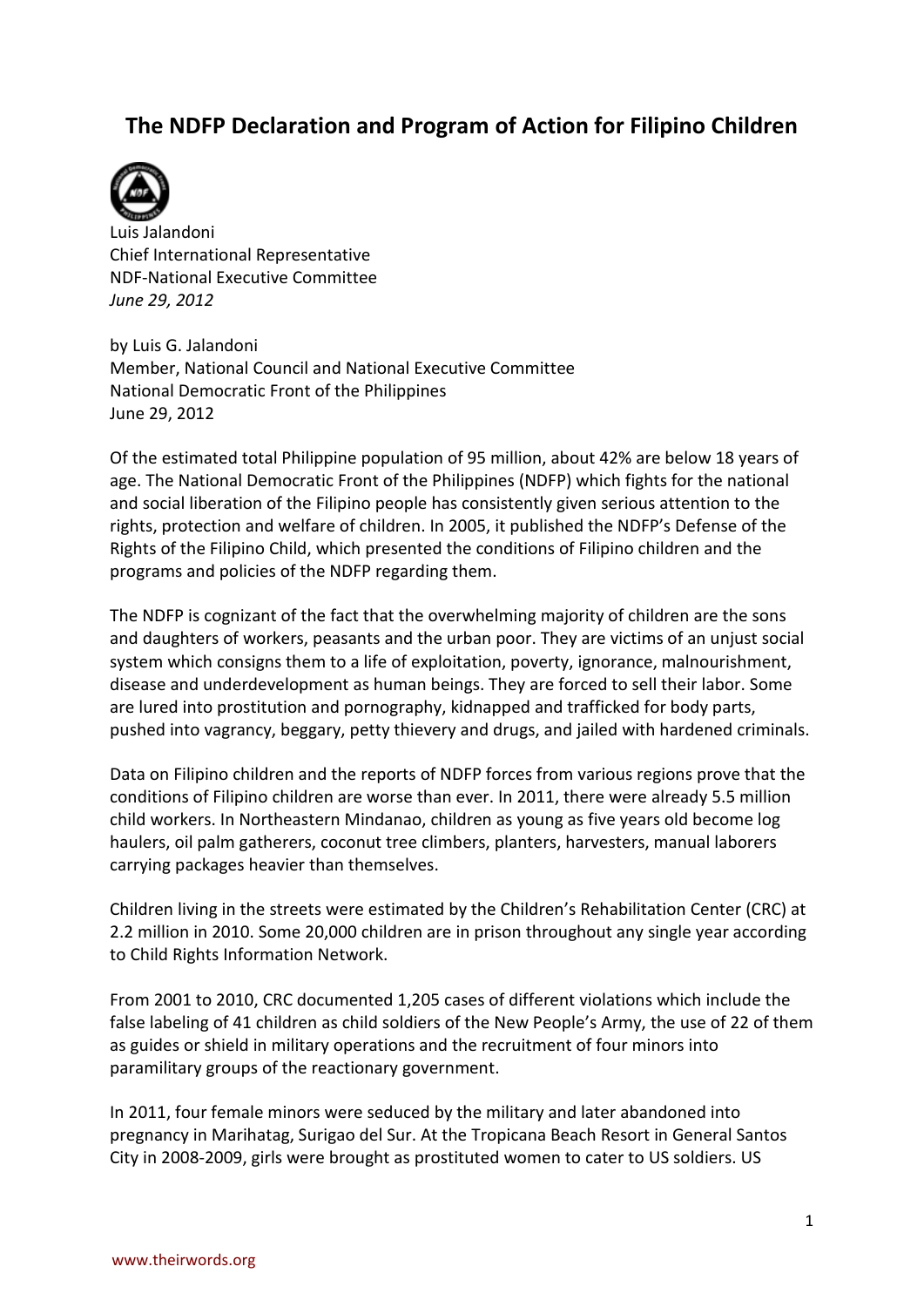# The NDFP Declaration and Program of Action for Filipino Children

Luis Jalandoni
Chief International Representative
NDF-National Executive Committee
*June 29, 2012*

by Luis G. Jalandoni
Member, National Council and National Executive Committee
National Democratic Front of the Philippines
June 29, 2012

Of the estimated total Philippine population of 95 million, about 42% are below 18 years of age. The National Democratic Front of the Philippines (NDFP) which fights for the national and social liberation of the Filipino people has consistently given serious attention to the rights, protection and welfare of children. In 2005, it published the NDFP's Defense of the Rights of the Filipino Child, which presented the conditions of Filipino children and the programs and policies of the NDFP regarding them.

The NDFP is cognizant of the fact that the overwhelming majority of children are the sons and daughters of workers, peasants and the urban poor. They are victims of an unjust social system which consigns them to a life of exploitation, poverty, ignorance, malnourishment, disease and underdevelopment as human beings. They are forced to sell their labor. Some are lured into prostitution and pornography, kidnapped and trafficked for body parts, pushed into vagrancy, beggary, petty thievery and drugs, and jailed with hardened criminals.

Data on Filipino children and the reports of NDFP forces from various regions prove that the conditions of Filipino children are worse than ever. In 2011, there were already 5.5 million child workers. In Northeastern Mindanao, children as young as five years old become log haulers, oil palm gatherers, coconut tree climbers, planters, harvesters, manual laborers carrying packages heavier than themselves.

Children living in the streets were estimated by the Children's Rehabilitation Center (CRC) at 2.2 million in 2010. Some 20,000 children are in prison throughout any single year according to Child Rights Information Network.

From 2001 to 2010, CRC documented 1,205 cases of different violations which include the false labeling of 41 children as child soldiers of the New People's Army, the use of 22 of them as guides or shield in military operations and the recruitment of four minors into paramilitary groups of the reactionary government.

In 2011, four female minors were seduced by the military and later abandoned into pregnancy in Marihatag, Surigao del Sur. At the Tropicana Beach Resort in General Santos City in 2008-2009, girls were brought as prostituted women to cater to US soldiers. US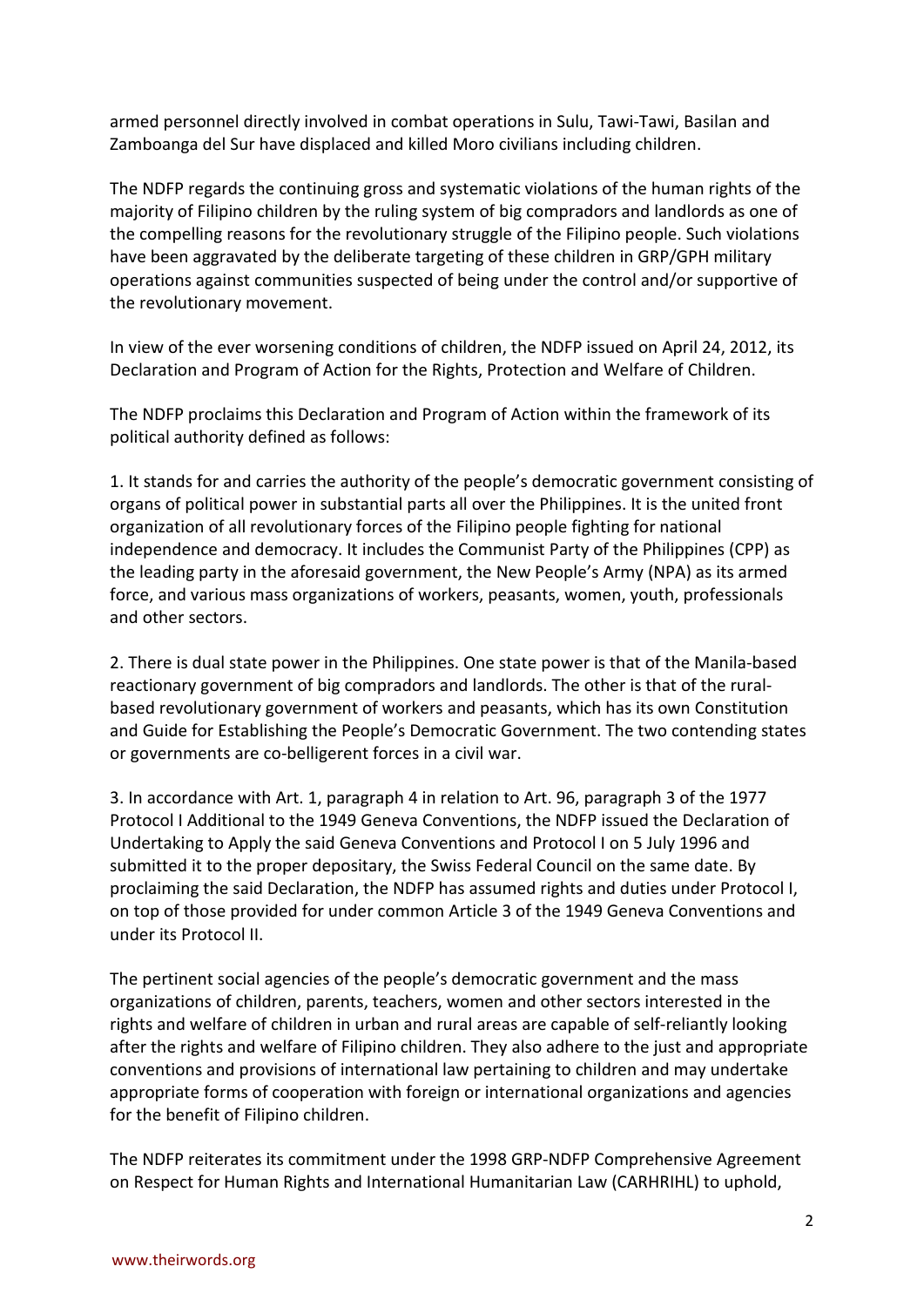armed personnel directly involved in combat operations in Sulu, Tawi-Tawi, Basilan and Zamboanga del Sur have displaced and killed Moro civilians including children.

The NDFP regards the continuing gross and systematic violations of the human rights of the majority of Filipino children by the ruling system of big compradors and landlords as one of the compelling reasons for the revolutionary struggle of the Filipino people. Such violations have been aggravated by the deliberate targeting of these children in GRP/GPH military operations against communities suspected of being under the control and/or supportive of the revolutionary movement.

In view of the ever worsening conditions of children, the NDFP issued on April 24, 2012, its Declaration and Program of Action for the Rights, Protection and Welfare of Children.

The NDFP proclaims this Declaration and Program of Action within the framework of its political authority defined as follows:

1. It stands for and carries the authority of the people's democratic government consisting of organs of political power in substantial parts all over the Philippines. It is the united front organization of all revolutionary forces of the Filipino people fighting for national independence and democracy. It includes the Communist Party of the Philippines (CPP) as the leading party in the aforesaid government, the New People's Army (NPA) as its armed force, and various mass organizations of workers, peasants, women, youth, professionals and other sectors.

2. There is dual state power in the Philippines. One state power is that of the Manila-based reactionary government of big compradors and landlords. The other is that of the rural-based revolutionary government of workers and peasants, which has its own Constitution and Guide for Establishing the People's Democratic Government. The two contending states or governments are co-belligerent forces in a civil war.

3. In accordance with Art. 1, paragraph 4 in relation to Art. 96, paragraph 3 of the 1977 Protocol I Additional to the 1949 Geneva Conventions, the NDFP issued the Declaration of Undertaking to Apply the said Geneva Conventions and Protocol I on 5 July 1996 and submitted it to the proper depositary, the Swiss Federal Council on the same date. By proclaiming the said Declaration, the NDFP has assumed rights and duties under Protocol I, on top of those provided for under common Article 3 of the 1949 Geneva Conventions and under its Protocol II.

The pertinent social agencies of the people's democratic government and the mass organizations of children, parents, teachers, women and other sectors interested in the rights and welfare of children in urban and rural areas are capable of self-reliantly looking after the rights and welfare of Filipino children. They also adhere to the just and appropriate conventions and provisions of international law pertaining to children and may undertake appropriate forms of cooperation with foreign or international organizations and agencies for the benefit of Filipino children.

The NDFP reiterates its commitment under the 1998 GRP-NDFP Comprehensive Agreement on Respect for Human Rights and International Humanitarian Law (CARHRIHL) to uphold,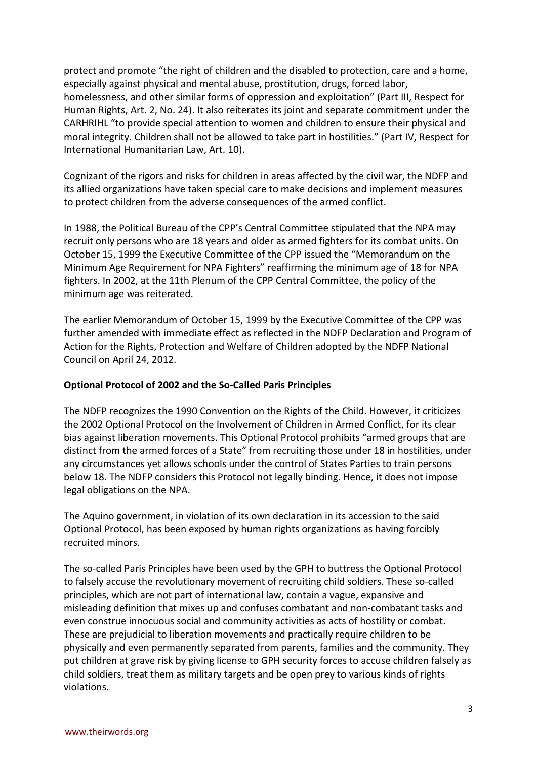protect and promote "the right of children and the disabled to protection, care and a home, especially against physical and mental abuse, prostitution, drugs, forced labor, homelessness, and other similar forms of oppression and exploitation" (Part III, Respect for Human Rights, Art. 2, No. 24). It also reiterates its joint and separate commitment under the CARHRIHL "to provide special attention to women and children to ensure their physical and moral integrity. Children shall not be allowed to take part in hostilities." (Part IV, Respect for International Humanitarian Law, Art. 10).

Cognizant of the rigors and risks for children in areas affected by the civil war, the NDFP and its allied organizations have taken special care to make decisions and implement measures to protect children from the adverse consequences of the armed conflict.

In 1988, the Political Bureau of the CPP's Central Committee stipulated that the NPA may recruit only persons who are 18 years and older as armed fighters for its combat units. On October 15, 1999 the Executive Committee of the CPP issued the "Memorandum on the Minimum Age Requirement for NPA Fighters" reaffirming the minimum age of 18 for NPA fighters. In 2002, at the 11th Plenum of the CPP Central Committee, the policy of the minimum age was reiterated.

The earlier Memorandum of October 15, 1999 by the Executive Committee of the CPP was further amended with immediate effect as reflected in the NDFP Declaration and Program of Action for the Rights, Protection and Welfare of Children adopted by the NDFP National Council on April 24, 2012.

**Optional Protocol of 2002 and the So-Called Paris Principles**

The NDFP recognizes the 1990 Convention on the Rights of the Child. However, it criticizes the 2002 Optional Protocol on the Involvement of Children in Armed Conflict, for its clear bias against liberation movements. This Optional Protocol prohibits "armed groups that are distinct from the armed forces of a State" from recruiting those under 18 in hostilities, under any circumstances yet allows schools under the control of States Parties to train persons below 18. The NDFP considers this Protocol not legally binding. Hence, it does not impose legal obligations on the NPA.

The Aquino government, in violation of its own declaration in its accession to the said Optional Protocol, has been exposed by human rights organizations as having forcibly recruited minors.

The so-called Paris Principles have been used by the GPH to buttress the Optional Protocol to falsely accuse the revolutionary movement of recruiting child soldiers. These so-called principles, which are not part of international law, contain a vague, expansive and misleading definition that mixes up and confuses combatant and non-combatant tasks and even construe innocuous social and community activities as acts of hostility or combat. These are prejudicial to liberation movements and practically require children to be physically and even permanently separated from parents, families and the community. They put children at grave risk by giving license to GPH security forces to accuse children falsely as child soldiers, treat them as military targets and be open prey to various kinds of rights violations.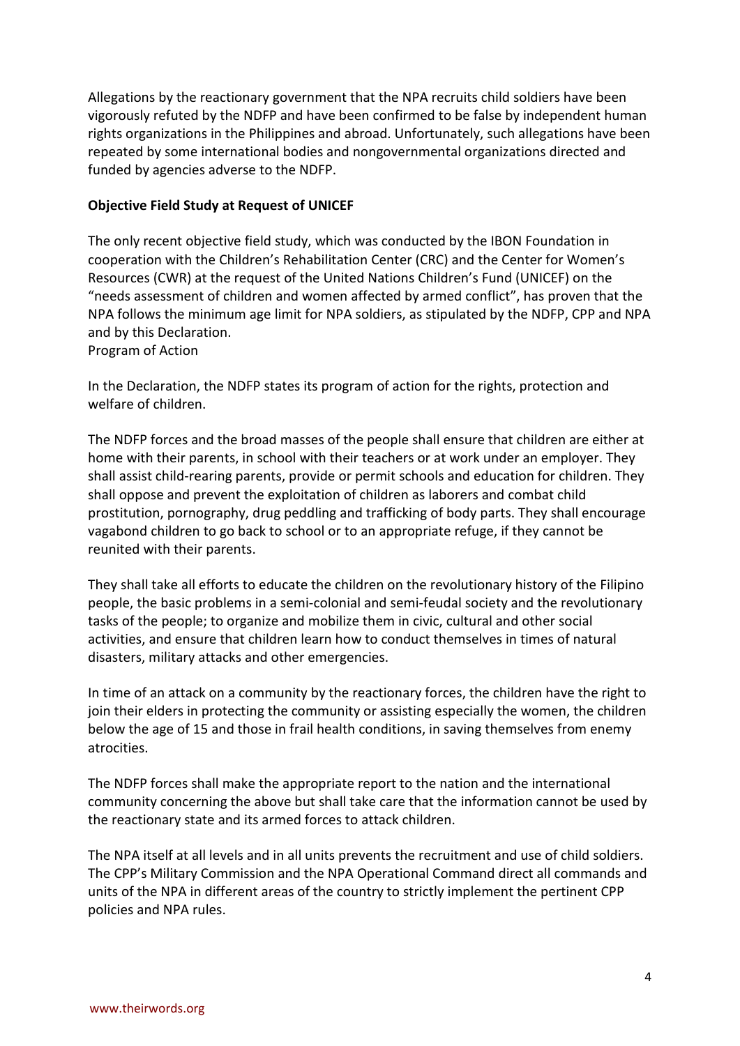Allegations by the reactionary government that the NPA recruits child soldiers have been vigorously refuted by the NDFP and have been confirmed to be false by independent human rights organizations in the Philippines and abroad. Unfortunately, such allegations have been repeated by some international bodies and nongovernmental organizations directed and funded by agencies adverse to the NDFP.

**Objective Field Study at Request of UNICEF**

The only recent objective field study, which was conducted by the IBON Foundation in cooperation with the Children's Rehabilitation Center (CRC) and the Center for Women's Resources (CWR) at the request of the United Nations Children's Fund (UNICEF) on the "needs assessment of children and women affected by armed conflict", has proven that the NPA follows the minimum age limit for NPA soldiers, as stipulated by the NDFP, CPP and NPA and by this Declaration.

Program of Action

In the Declaration, the NDFP states its program of action for the rights, protection and welfare of children.

The NDFP forces and the broad masses of the people shall ensure that children are either at home with their parents, in school with their teachers or at work under an employer. They shall assist child-rearing parents, provide or permit schools and education for children. They shall oppose and prevent the exploitation of children as laborers and combat child prostitution, pornography, drug peddling and trafficking of body parts. They shall encourage vagabond children to go back to school or to an appropriate refuge, if they cannot be reunited with their parents.

They shall take all efforts to educate the children on the revolutionary history of the Filipino people, the basic problems in a semi-colonial and semi-feudal society and the revolutionary tasks of the people; to organize and mobilize them in civic, cultural and other social activities, and ensure that children learn how to conduct themselves in times of natural disasters, military attacks and other emergencies.

In time of an attack on a community by the reactionary forces, the children have the right to join their elders in protecting the community or assisting especially the women, the children below the age of 15 and those in frail health conditions, in saving themselves from enemy atrocities.

The NDFP forces shall make the appropriate report to the nation and the international community concerning the above but shall take care that the information cannot be used by the reactionary state and its armed forces to attack children.

The NPA itself at all levels and in all units prevents the recruitment and use of child soldiers. The CPP's Military Commission and the NPA Operational Command direct all commands and units of the NPA in different areas of the country to strictly implement the pertinent CPP policies and NPA rules.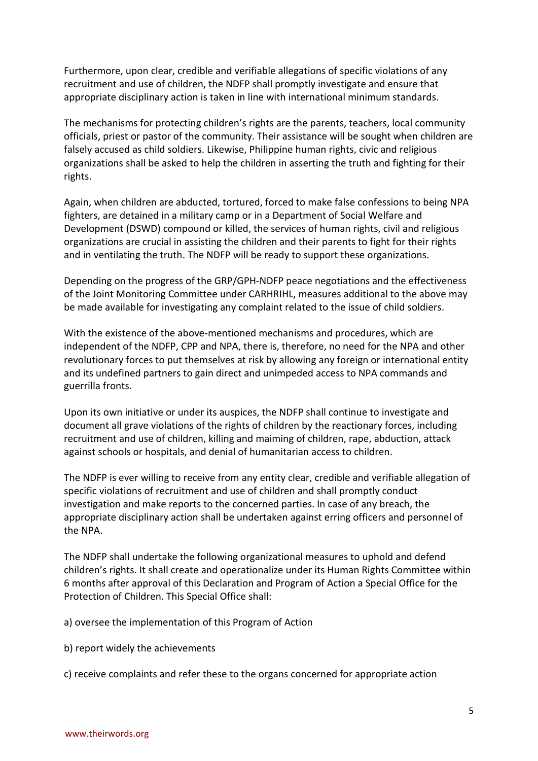Furthermore, upon clear, credible and verifiable allegations of specific violations of any recruitment and use of children, the NDFP shall promptly investigate and ensure that appropriate disciplinary action is taken in line with international minimum standards.

The mechanisms for protecting children's rights are the parents, teachers, local community officials, priest or pastor of the community. Their assistance will be sought when children are falsely accused as child soldiers. Likewise, Philippine human rights, civic and religious organizations shall be asked to help the children in asserting the truth and fighting for their rights.

Again, when children are abducted, tortured, forced to make false confessions to being NPA fighters, are detained in a military camp or in a Department of Social Welfare and Development (DSWD) compound or killed, the services of human rights, civil and religious organizations are crucial in assisting the children and their parents to fight for their rights and in ventilating the truth. The NDFP will be ready to support these organizations.

Depending on the progress of the GRP/GPH-NDFP peace negotiations and the effectiveness of the Joint Monitoring Committee under CARHRIHL, measures additional to the above may be made available for investigating any complaint related to the issue of child soldiers.

With the existence of the above-mentioned mechanisms and procedures, which are independent of the NDFP, CPP and NPA, there is, therefore, no need for the NPA and other revolutionary forces to put themselves at risk by allowing any foreign or international entity and its undefined partners to gain direct and unimpeded access to NPA commands and guerrilla fronts.

Upon its own initiative or under its auspices, the NDFP shall continue to investigate and document all grave violations of the rights of children by the reactionary forces, including recruitment and use of children, killing and maiming of children, rape, abduction, attack against schools or hospitals, and denial of humanitarian access to children.

The NDFP is ever willing to receive from any entity clear, credible and verifiable allegation of specific violations of recruitment and use of children and shall promptly conduct investigation and make reports to the concerned parties. In case of any breach, the appropriate disciplinary action shall be undertaken against erring officers and personnel of the NPA.

The NDFP shall undertake the following organizational measures to uphold and defend children's rights. It shall create and operationalize under its Human Rights Committee within 6 months after approval of this Declaration and Program of Action a Special Office for the Protection of Children. This Special Office shall:

a) oversee the implementation of this Program of Action

b) report widely the achievements

c) receive complaints and refer these to the organs concerned for appropriate action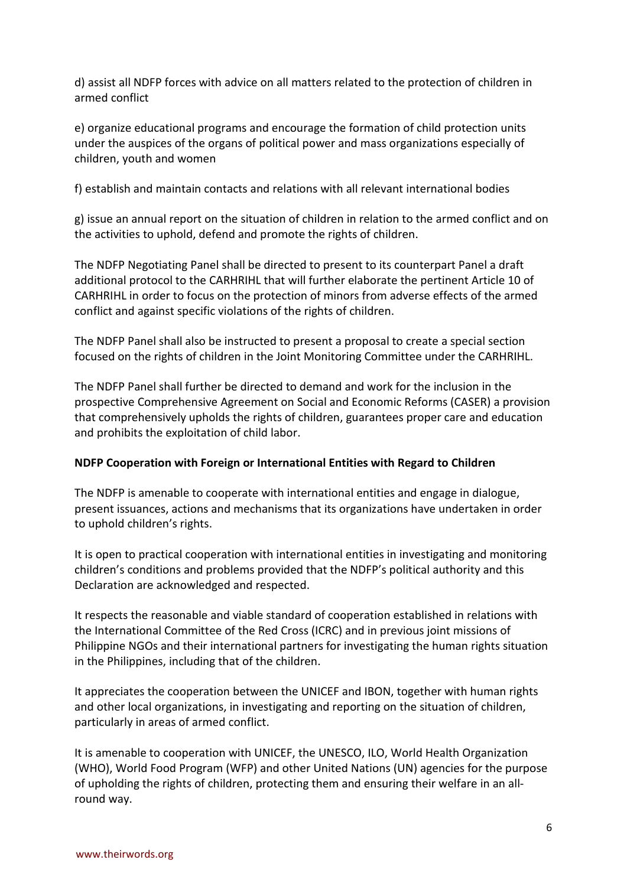d) assist all NDFP forces with advice on all matters related to the protection of children in armed conflict

e) organize educational programs and encourage the formation of child protection units under the auspices of the organs of political power and mass organizations especially of children, youth and women

f) establish and maintain contacts and relations with all relevant international bodies

g) issue an annual report on the situation of children in relation to the armed conflict and on the activities to uphold, defend and promote the rights of children.

The NDFP Negotiating Panel shall be directed to present to its counterpart Panel a draft additional protocol to the CARHRIHL that will further elaborate the pertinent Article 10 of CARHRIHL in order to focus on the protection of minors from adverse effects of the armed conflict and against specific violations of the rights of children.

The NDFP Panel shall also be instructed to present a proposal to create a special section focused on the rights of children in the Joint Monitoring Committee under the CARHRIHL.

The NDFP Panel shall further be directed to demand and work for the inclusion in the prospective Comprehensive Agreement on Social and Economic Reforms (CASER) a provision that comprehensively upholds the rights of children, guarantees proper care and education and prohibits the exploitation of child labor.

**NDFP Cooperation with Foreign or International Entities with Regard to Children**

The NDFP is amenable to cooperate with international entities and engage in dialogue, present issuances, actions and mechanisms that its organizations have undertaken in order to uphold children's rights.

It is open to practical cooperation with international entities in investigating and monitoring children's conditions and problems provided that the NDFP's political authority and this Declaration are acknowledged and respected.

It respects the reasonable and viable standard of cooperation established in relations with the International Committee of the Red Cross (ICRC) and in previous joint missions of Philippine NGOs and their international partners for investigating the human rights situation in the Philippines, including that of the children.

It appreciates the cooperation between the UNICEF and IBON, together with human rights and other local organizations, in investigating and reporting on the situation of children, particularly in areas of armed conflict.

It is amenable to cooperation with UNICEF, the UNESCO, ILO, World Health Organization (WHO), World Food Program (WFP) and other United Nations (UN) agencies for the purpose of upholding the rights of children, protecting them and ensuring their welfare in an all-round way.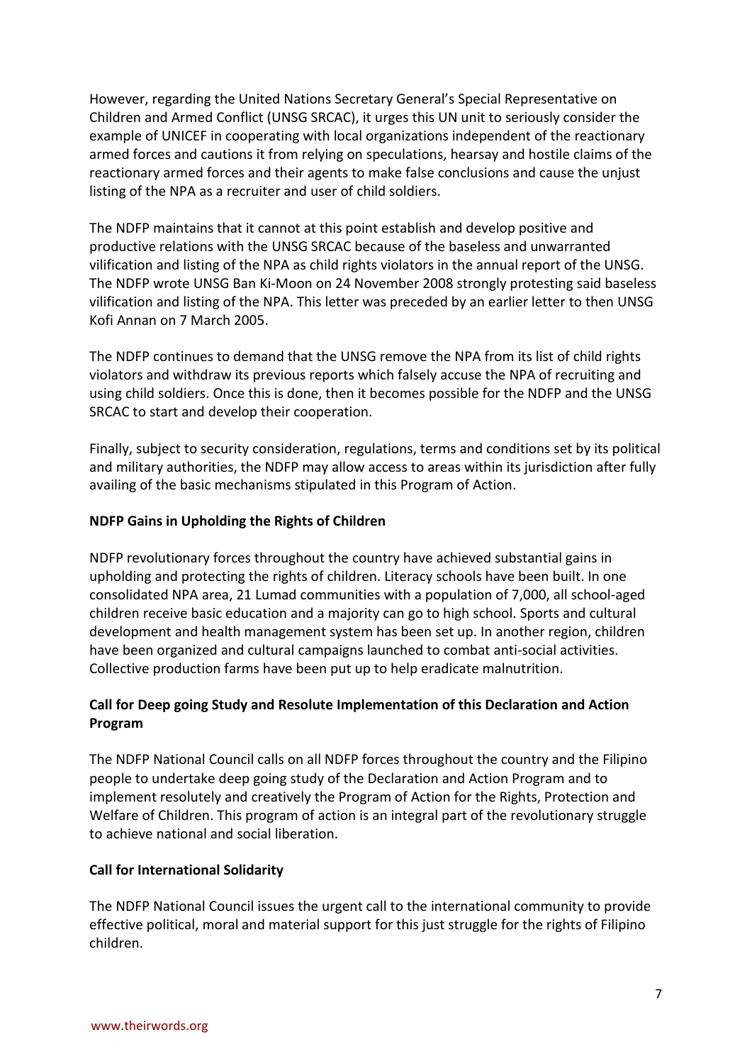However, regarding the United Nations Secretary General's Special Representative on Children and Armed Conflict (UNSG SRCAC), it urges this UN unit to seriously consider the example of UNICEF in cooperating with local organizations independent of the reactionary armed forces and cautions it from relying on speculations, hearsay and hostile claims of the reactionary armed forces and their agents to make false conclusions and cause the unjust listing of the NPA as a recruiter and user of child soldiers.

The NDFP maintains that it cannot at this point establish and develop positive and productive relations with the UNSG SRCAC because of the baseless and unwarranted vilification and listing of the NPA as child rights violators in the annual report of the UNSG. The NDFP wrote UNSG Ban Ki-Moon on 24 November 2008 strongly protesting said baseless vilification and listing of the NPA. This letter was preceded by an earlier letter to then UNSG Kofi Annan on 7 March 2005.

The NDFP continues to demand that the UNSG remove the NPA from its list of child rights violators and withdraw its previous reports which falsely accuse the NPA of recruiting and using child soldiers. Once this is done, then it becomes possible for the NDFP and the UNSG SRCAC to start and develop their cooperation.

Finally, subject to security consideration, regulations, terms and conditions set by its political and military authorities, the NDFP may allow access to areas within its jurisdiction after fully availing of the basic mechanisms stipulated in this Program of Action.

**NDFP Gains in Upholding the Rights of Children**

NDFP revolutionary forces throughout the country have achieved substantial gains in upholding and protecting the rights of children. Literacy schools have been built. In one consolidated NPA area, 21 Lumad communities with a population of 7,000, all school-aged children receive basic education and a majority can go to high school. Sports and cultural development and health management system has been set up. In another region, children have been organized and cultural campaigns launched to combat anti-social activities. Collective production farms have been put up to help eradicate malnutrition.

**Call for Deep going Study and Resolute Implementation of this Declaration and Action Program**

The NDFP National Council calls on all NDFP forces throughout the country and the Filipino people to undertake deep going study of the Declaration and Action Program and to implement resolutely and creatively the Program of Action for the Rights, Protection and Welfare of Children. This program of action is an integral part of the revolutionary struggle to achieve national and social liberation.

**Call for International Solidarity**

The NDFP National Council issues the urgent call to the international community to provide effective political, moral and material support for this just struggle for the rights of Filipino children.